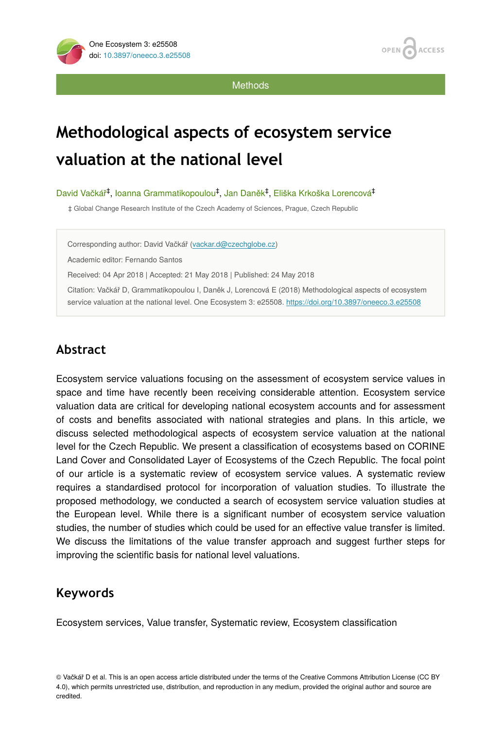Methods

# Methodological aspects of ecosystem service valuation at the national level

David Vačkář[‡], Ioanna Grammatikopoulou[‡], Jan Daněk[‡], Eliška Krkoška Lorencová[‡]

‡ Global Change Research Institute of the Czech Academy of Sciences, Prague, Czech Republic

Corresponding author: David Vačkář (vackar.d@czechglobe.cz)

Academic editor: Fernando Santos

Received: 04 Apr 2018 | Accepted: 21 May 2018 | Published: 24 May 2018

Citation: Vačkář D, Grammatikopoulou I, Daněk J, Lorencová E (2018) Methodological aspects of ecosystem service valuation at the national level. One Ecosystem 3: e25508. https://doi.org/10.3897/oneeco.3.e25508

## Abstract

Ecosystem service valuations focusing on the assessment of ecosystem service values in space and time have recently been receiving considerable attention. Ecosystem service valuation data are critical for developing national ecosystem accounts and for assessment of costs and benefits associated with national strategies and plans. In this article, we discuss selected methodological aspects of ecosystem service valuation at the national level for the Czech Republic. We present a classification of ecosystems based on CORINE Land Cover and Consolidated Layer of Ecosystems of the Czech Republic. The focal point of our article is a systematic review of ecosystem service values. A systematic review requires a standardised protocol for incorporation of valuation studies. To illustrate the proposed methodology, we conducted a search of ecosystem service valuation studies at the European level. While there is a significant number of ecosystem service valuation studies, the number of studies which could be used for an effective value transfer is limited. We discuss the limitations of the value transfer approach and suggest further steps for improving the scientific basis for national level valuations.

## Keywords

Ecosystem services, Value transfer, Systematic review, Ecosystem classification

© Vačkář D et al. This is an open access article distributed under the terms of the Creative Commons Attribution License (CC BY 4.0), which permits unrestricted use, distribution, and reproduction in any medium, provided the original author and source are credited.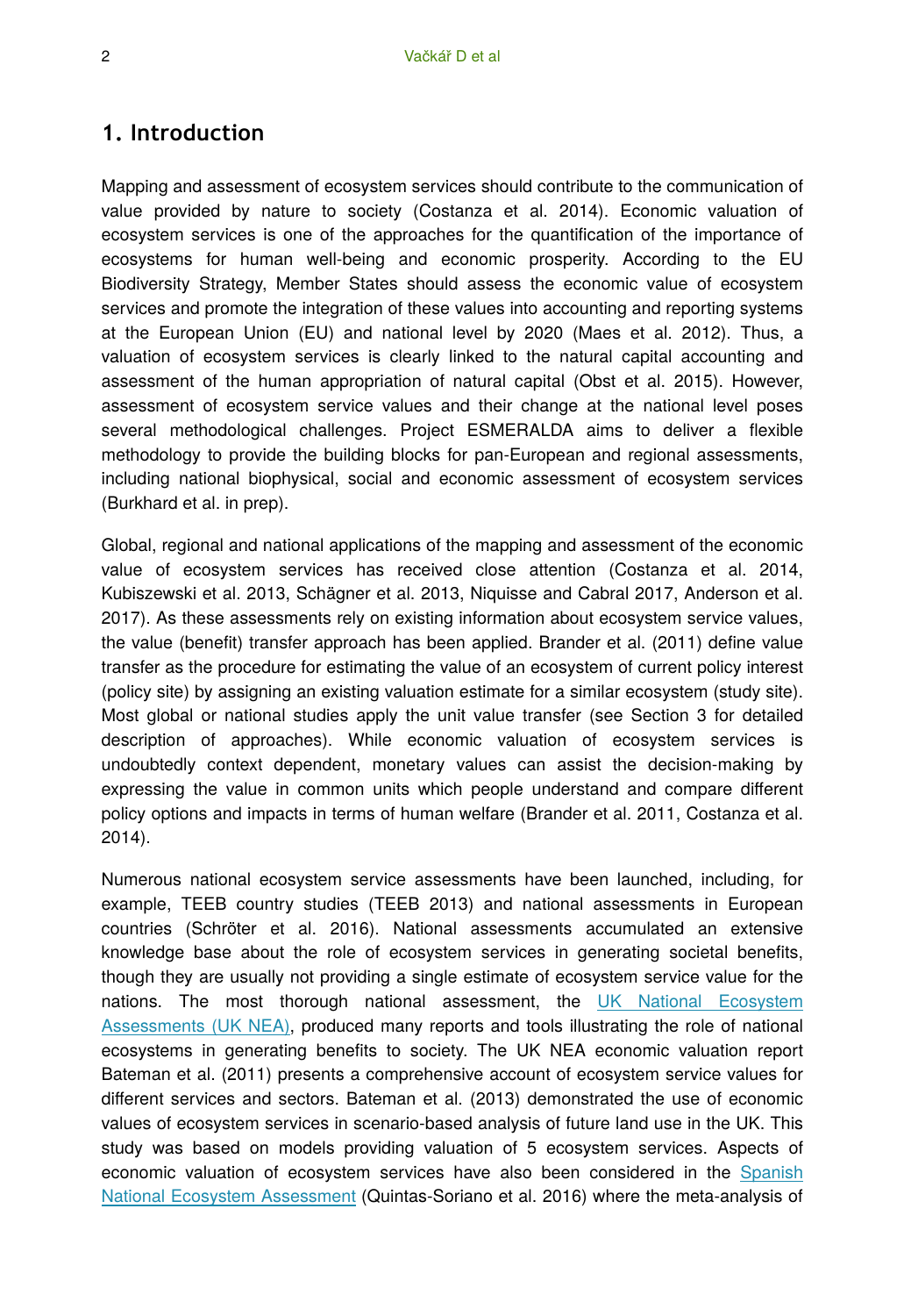## 1. Introduction

Mapping and assessment of ecosystem services should contribute to the communication of value provided by nature to society (Costanza et al. 2014). Economic valuation of ecosystem services is one of the approaches for the quantification of the importance of ecosystems for human well-being and economic prosperity. According to the EU Biodiversity Strategy, Member States should assess the economic value of ecosystem services and promote the integration of these values into accounting and reporting systems at the European Union (EU) and national level by 2020 (Maes et al. 2012). Thus, a valuation of ecosystem services is clearly linked to the natural capital accounting and assessment of the human appropriation of natural capital (Obst et al. 2015). However, assessment of ecosystem service values and their change at the national level poses several methodological challenges. Project ESMERALDA aims to deliver a flexible methodology to provide the building blocks for pan-European and regional assessments, including national biophysical, social and economic assessment of ecosystem services (Burkhard et al. in prep).

Global, regional and national applications of the mapping and assessment of the economic value of ecosystem services has received close attention (Costanza et al. 2014, Kubiszewski et al. 2013, Schägner et al. 2013, Niquisse and Cabral 2017, Anderson et al. 2017). As these assessments rely on existing information about ecosystem service values, the value (benefit) transfer approach has been applied. Brander et al. (2011) define value transfer as the procedure for estimating the value of an ecosystem of current policy interest (policy site) by assigning an existing valuation estimate for a similar ecosystem (study site). Most global or national studies apply the unit value transfer (see Section 3 for detailed description of approaches). While economic valuation of ecosystem services is undoubtedly context dependent, monetary values can assist the decision-making by expressing the value in common units which people understand and compare different policy options and impacts in terms of human welfare (Brander et al. 2011, Costanza et al. 2014).

Numerous national ecosystem service assessments have been launched, including, for example, TEEB country studies (TEEB 2013) and national assessments in European countries (Schröter et al. 2016). National assessments accumulated an extensive knowledge base about the role of ecosystem services in generating societal benefits, though they are usually not providing a single estimate of ecosystem service value for the nations. The most thorough national assessment, the UK National Ecosystem Assessments (UK NEA), produced many reports and tools illustrating the role of national ecosystems in generating benefits to society. The UK NEA economic valuation report Bateman et al. (2011) presents a comprehensive account of ecosystem service values for different services and sectors. Bateman et al. (2013) demonstrated the use of economic values of ecosystem services in scenario-based analysis of future land use in the UK. This study was based on models providing valuation of 5 ecosystem services. Aspects of economic valuation of ecosystem services have also been considered in the Spanish National Ecosystem Assessment (Quintas-Soriano et al. 2016) where the meta-analysis of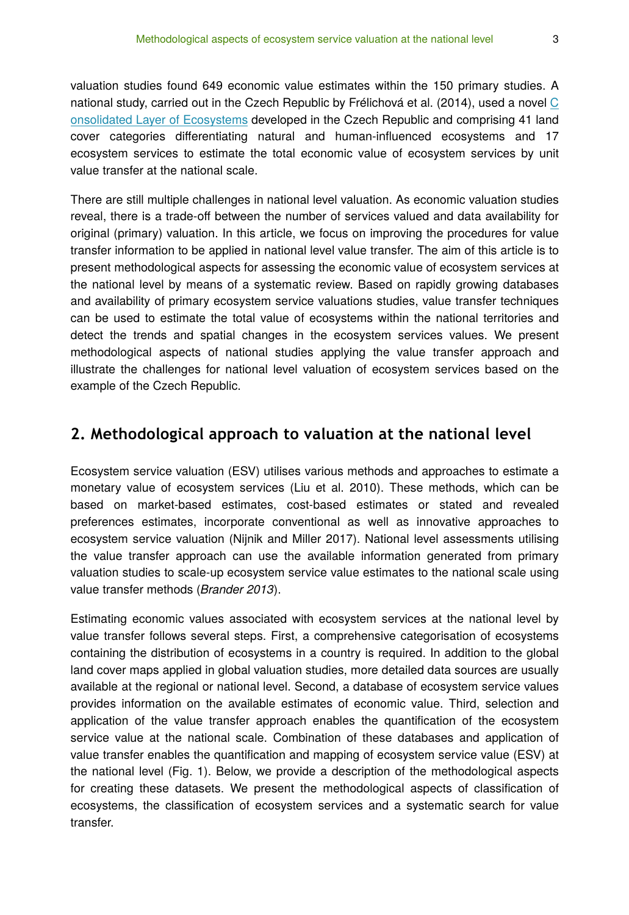valuation studies found 649 economic value estimates within the 150 primary studies. A national study, carried out in the Czech Republic by Frélichová et al. (2014), used a novel [Consolidated Layer of Ecosystems] developed in the Czech Republic and comprising 41 land cover categories differentiating natural and human-influenced ecosystems and 17 ecosystem services to estimate the total economic value of ecosystem services by unit value transfer at the national scale.

There are still multiple challenges in national level valuation. As economic valuation studies reveal, there is a trade-off between the number of services valued and data availability for original (primary) valuation. In this article, we focus on improving the procedures for value transfer information to be applied in national level value transfer. The aim of this article is to present methodological aspects for assessing the economic value of ecosystem services at the national level by means of a systematic review. Based on rapidly growing databases and availability of primary ecosystem service valuations studies, value transfer techniques can be used to estimate the total value of ecosystems within the national territories and detect the trends and spatial changes in the ecosystem services values. We present methodological aspects of national studies applying the value transfer approach and illustrate the challenges for national level valuation of ecosystem services based on the example of the Czech Republic.

## 2. Methodological approach to valuation at the national level

Ecosystem service valuation (ESV) utilises various methods and approaches to estimate a monetary value of ecosystem services (Liu et al. 2010). These methods, which can be based on market-based estimates, cost-based estimates or stated and revealed preferences estimates, incorporate conventional as well as innovative approaches to ecosystem service valuation (Nijnik and Miller 2017). National level assessments utilising the value transfer approach can use the available information generated from primary valuation studies to scale-up ecosystem service value estimates to the national scale using value transfer methods (*Brander 2013*).

Estimating economic values associated with ecosystem services at the national level by value transfer follows several steps. First, a comprehensive categorisation of ecosystems containing the distribution of ecosystems in a country is required. In addition to the global land cover maps applied in global valuation studies, more detailed data sources are usually available at the regional or national level. Second, a database of ecosystem service values provides information on the available estimates of economic value. Third, selection and application of the value transfer approach enables the quantification of the ecosystem service value at the national scale. Combination of these databases and application of value transfer enables the quantification and mapping of ecosystem service value (ESV) at the national level (Fig. 1). Below, we provide a description of the methodological aspects for creating these datasets. We present the methodological aspects of classification of ecosystems, the classification of ecosystem services and a systematic search for value transfer.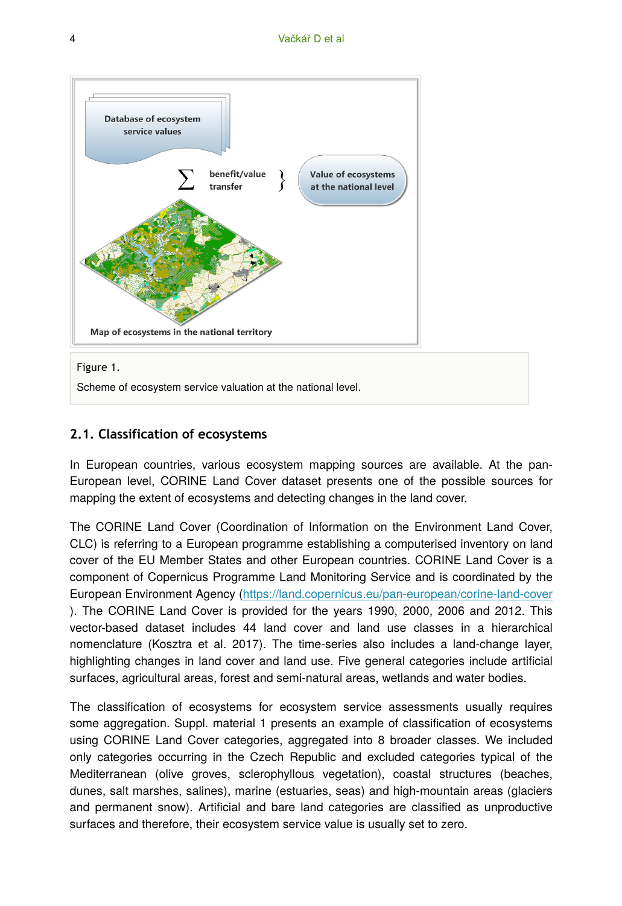Figure 1.

Scheme of ecosystem service valuation at the national level.

## 2.1. Classification of ecosystems

In European countries, various ecosystem mapping sources are available. At the pan-European level, CORINE Land Cover dataset presents one of the possible sources for mapping the extent of ecosystems and detecting changes in the land cover.

The CORINE Land Cover (Coordination of Information on the Environment Land Cover, CLC) is referring to a European programme establishing a computerised inventory on land cover of the EU Member States and other European countries. CORINE Land Cover is a component of Copernicus Programme Land Monitoring Service and is coordinated by the European Environment Agency (https://land.copernicus.eu/pan-european/corine-land-cover ). The CORINE Land Cover is provided for the years 1990, 2000, 2006 and 2012. This vector-based dataset includes 44 land cover and land use classes in a hierarchical nomenclature (Kosztra et al. 2017). The time-series also includes a land-change layer, highlighting changes in land cover and land use. Five general categories include artificial surfaces, agricultural areas, forest and semi-natural areas, wetlands and water bodies.

The classification of ecosystems for ecosystem service assessments usually requires some aggregation. Suppl. material 1 presents an example of classification of ecosystems using CORINE Land Cover categories, aggregated into 8 broader classes. We included only categories occurring in the Czech Republic and excluded categories typical of the Mediterranean (olive groves, sclerophyllous vegetation), coastal structures (beaches, dunes, salt marshes, salines), marine (estuaries, seas) and high-mountain areas (glaciers and permanent snow). Artificial and bare land categories are classified as unproductive surfaces and therefore, their ecosystem service value is usually set to zero.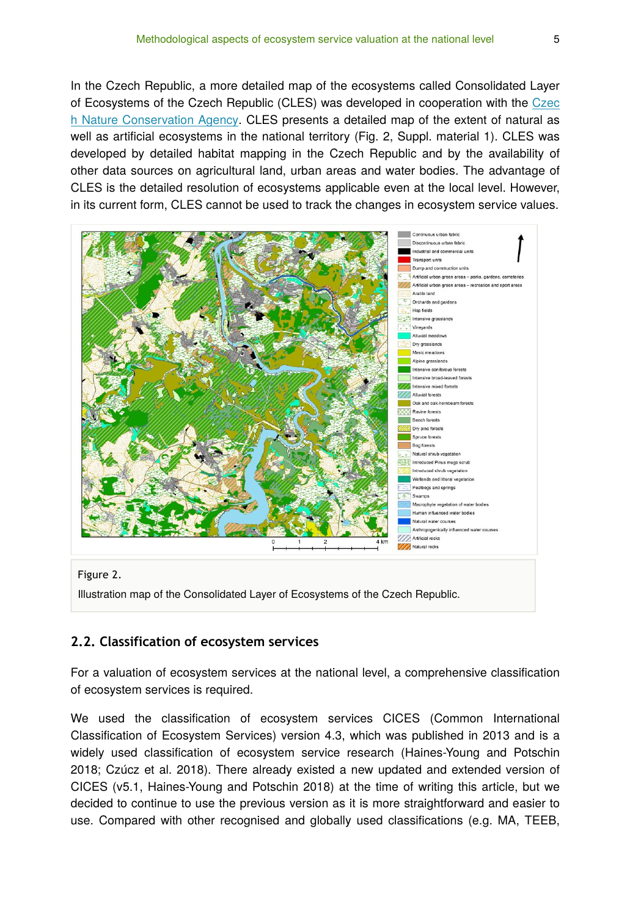In the Czech Republic, a more detailed map of the ecosystems called Consolidated Layer of Ecosystems of the Czech Republic (CLES) was developed in cooperation with the Czech Nature Conservation Agency. CLES presents a detailed map of the extent of natural as well as artificial ecosystems in the national territory (Fig. 2, Suppl. material 1). CLES was developed by detailed habitat mapping in the Czech Republic and by the availability of other data sources on agricultural land, urban areas and water bodies. The advantage of CLES is the detailed resolution of ecosystems applicable even at the local level. However, in its current form, CLES cannot be used to track the changes in ecosystem service values.

Figure 2.

Illustration map of the Consolidated Layer of Ecosystems of the Czech Republic.

## 2.2. Classification of ecosystem services

For a valuation of ecosystem services at the national level, a comprehensive classification of ecosystem services is required.

We used the classification of ecosystem services CICES (Common International Classification of Ecosystem Services) version 4.3, which was published in 2013 and is a widely used classification of ecosystem service research (Haines-Young and Potschin 2018; Czúcz et al. 2018). There already existed a new updated and extended version of CICES (v5.1, Haines-Young and Potschin 2018) at the time of writing this article, but we decided to continue to use the previous version as it is more straightforward and easier to use. Compared with other recognised and globally used classifications (e.g. MA, TEEB,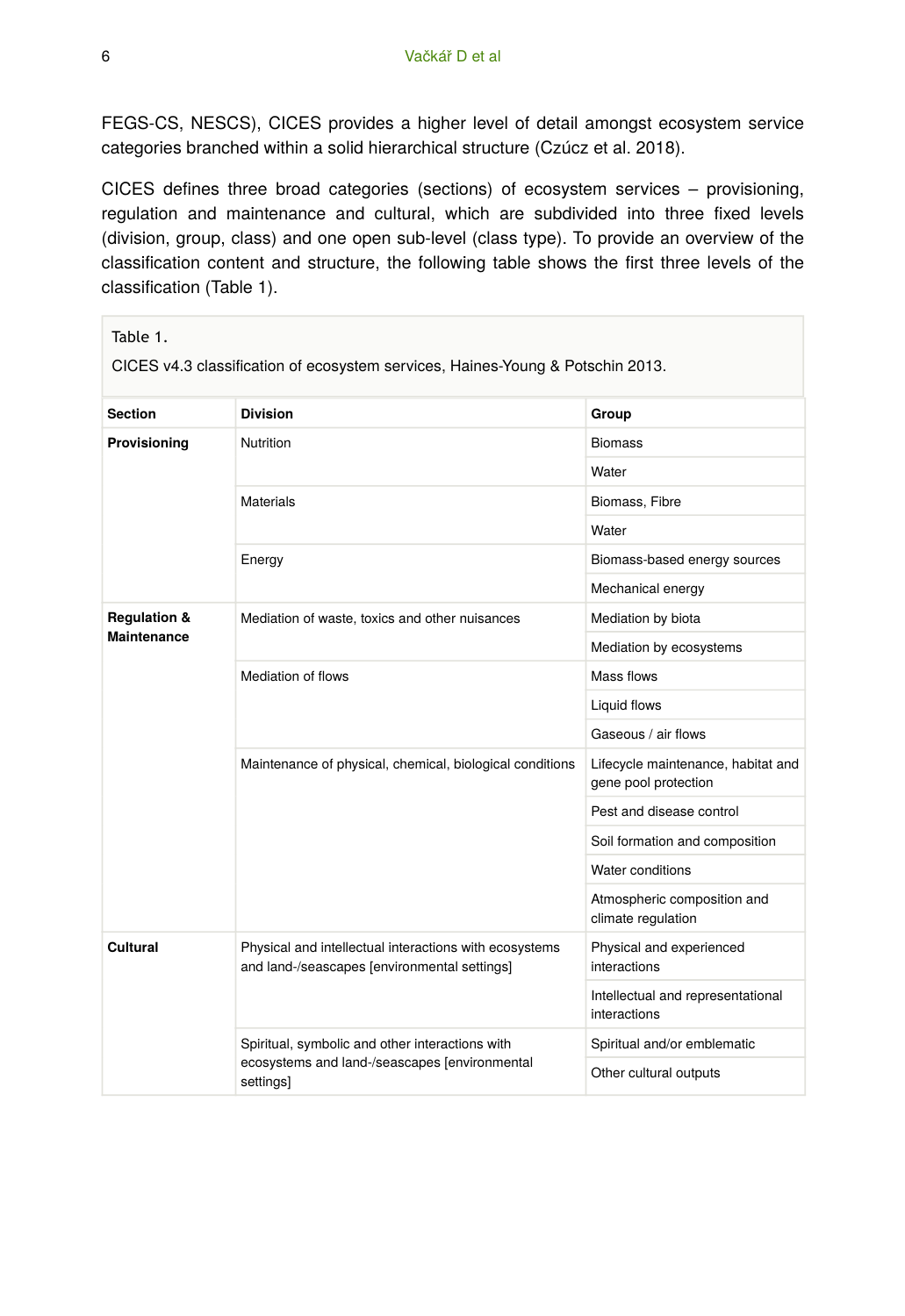FEGS-CS, NESCS), CICES provides a higher level of detail amongst ecosystem service categories branched within a solid hierarchical structure (Czúcz et al. 2018).

CICES defines three broad categories (sections) of ecosystem services – provisioning, regulation and maintenance and cultural, which are subdivided into three fixed levels (division, group, class) and one open sub-level (class type). To provide an overview of the classification content and structure, the following table shows the first three levels of the classification (Table 1).

Table 1.

CICES v4.3 classification of ecosystem services, Haines-Young & Potschin 2013.

| Section | Division | Group |
|---|---|---|
| **Provisioning** | Nutrition | Biomass |
| | | Water |
| | Materials | Biomass, Fibre |
| | | Water |
| | Energy | Biomass-based energy sources |
| | | Mechanical energy |
| **Regulation & Maintenance** | Mediation of waste, toxics and other nuisances | Mediation by biota |
| | | Mediation by ecosystems |
| | Mediation of flows | Mass flows |
| | | Liquid flows |
| | | Gaseous / air flows |
| | Maintenance of physical, chemical, biological conditions | Lifecycle maintenance, habitat and gene pool protection |
| | | Pest and disease control |
| | | Soil formation and composition |
| | | Water conditions |
| | | Atmospheric composition and climate regulation |
| **Cultural** | Physical and intellectual interactions with ecosystems and land-/seascapes [environmental settings] | Physical and experienced interactions |
| | | Intellectual and representational interactions |
| | Spiritual, symbolic and other interactions with ecosystems and land-/seascapes [environmental settings] | Spiritual and/or emblematic |
| | | Other cultural outputs |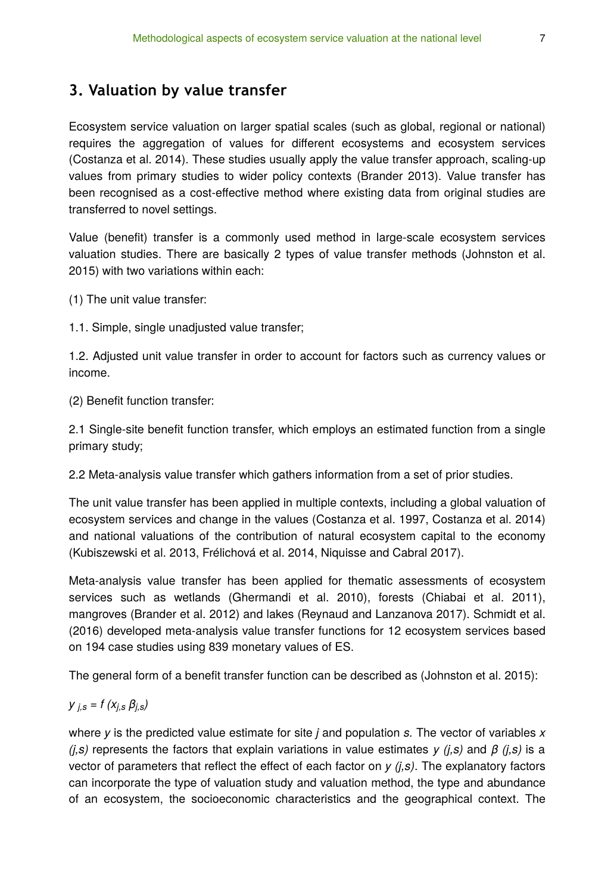## 3. Valuation by value transfer

Ecosystem service valuation on larger spatial scales (such as global, regional or national) requires the aggregation of values for different ecosystems and ecosystem services (Costanza et al. 2014). These studies usually apply the value transfer approach, scaling-up values from primary studies to wider policy contexts (Brander 2013). Value transfer has been recognised as a cost-effective method where existing data from original studies are transferred to novel settings.

Value (benefit) transfer is a commonly used method in large-scale ecosystem services valuation studies. There are basically 2 types of value transfer methods (Johnston et al. 2015) with two variations within each:

(1) The unit value transfer:

1.1. Simple, single unadjusted value transfer;

1.2. Adjusted unit value transfer in order to account for factors such as currency values or income.

(2) Benefit function transfer:

2.1 Single-site benefit function transfer, which employs an estimated function from a single primary study;

2.2 Meta-analysis value transfer which gathers information from a set of prior studies.

The unit value transfer has been applied in multiple contexts, including a global valuation of ecosystem services and change in the values (Costanza et al. 1997, Costanza et al. 2014) and national valuations of the contribution of natural ecosystem capital to the economy (Kubiszewski et al. 2013, Frélichová et al. 2014, Niquisse and Cabral 2017).

Meta-analysis value transfer has been applied for thematic assessments of ecosystem services such as wetlands (Ghermandi et al. 2010), forests (Chiabai et al. 2011), mangroves (Brander et al. 2012) and lakes (Reynaud and Lanzanova 2017). Schmidt et al. (2016) developed meta-analysis value transfer functions for 12 ecosystem services based on 194 case studies using 839 monetary values of ES.

The general form of a benefit transfer function can be described as (Johnston et al. 2015):

$y_{j,s} = f(x_{j,s}\ \beta_{j,s})$

where $y$ is the predicted value estimate for site $j$ and population $s$. The vector of variables $x$ $(j,s)$ represents the factors that explain variations in value estimates $y$ $(j,s)$ and $\beta$ $(j,s)$ is a vector of parameters that reflect the effect of each factor on $y$ $(j,s)$. The explanatory factors can incorporate the type of valuation study and valuation method, the type and abundance of an ecosystem, the socioeconomic characteristics and the geographical context. The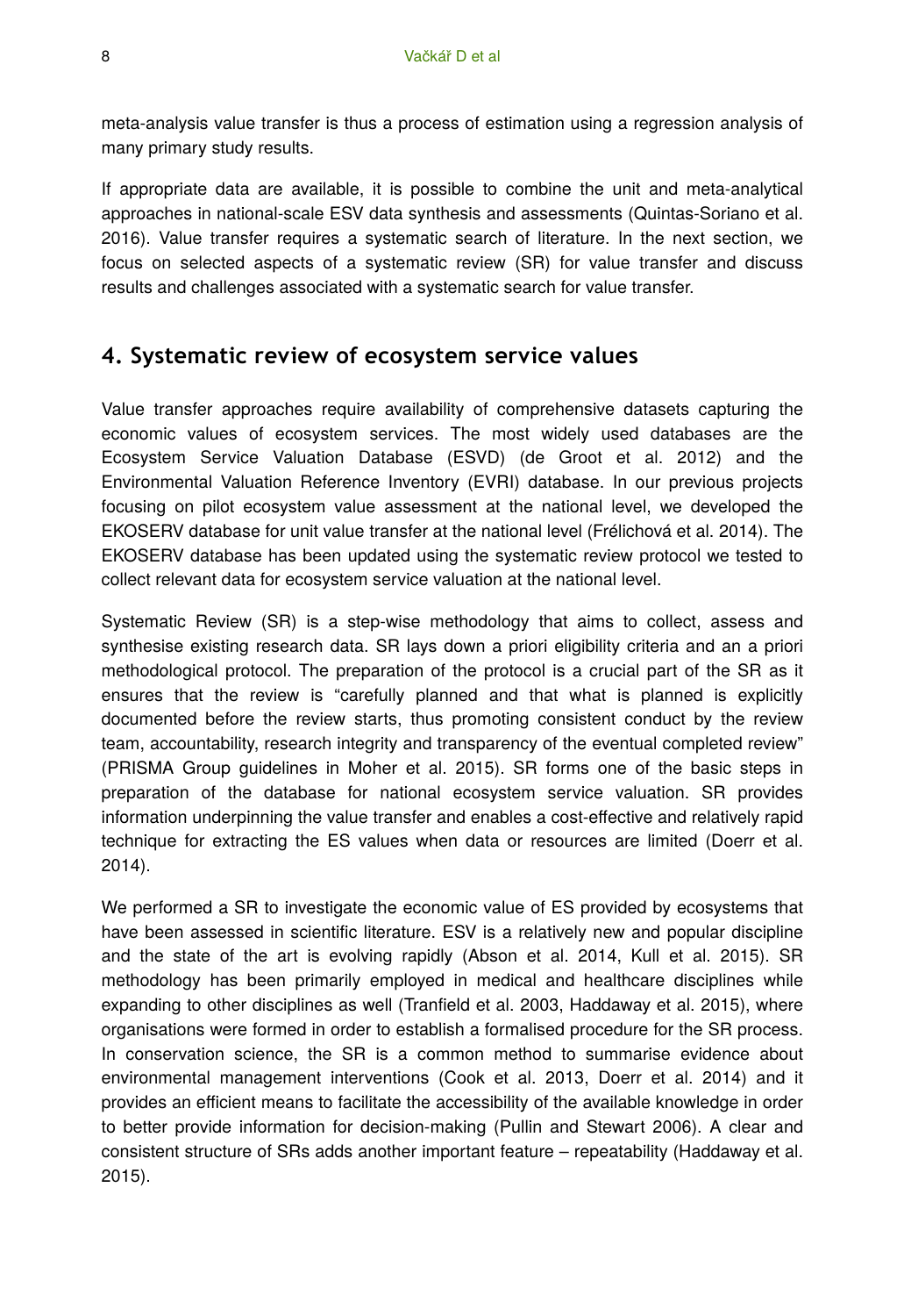meta-analysis value transfer is thus a process of estimation using a regression analysis of many primary study results.

If appropriate data are available, it is possible to combine the unit and meta-analytical approaches in national-scale ESV data synthesis and assessments (Quintas-Soriano et al. 2016). Value transfer requires a systematic search of literature. In the next section, we focus on selected aspects of a systematic review (SR) for value transfer and discuss results and challenges associated with a systematic search for value transfer.

## 4. Systematic review of ecosystem service values

Value transfer approaches require availability of comprehensive datasets capturing the economic values of ecosystem services. The most widely used databases are the Ecosystem Service Valuation Database (ESVD) (de Groot et al. 2012) and the Environmental Valuation Reference Inventory (EVRI) database. In our previous projects focusing on pilot ecosystem value assessment at the national level, we developed the EKOSERV database for unit value transfer at the national level (Frélichová et al. 2014). The EKOSERV database has been updated using the systematic review protocol we tested to collect relevant data for ecosystem service valuation at the national level.

Systematic Review (SR) is a step-wise methodology that aims to collect, assess and synthesise existing research data. SR lays down a priori eligibility criteria and an a priori methodological protocol. The preparation of the protocol is a crucial part of the SR as it ensures that the review is "carefully planned and that what is planned is explicitly documented before the review starts, thus promoting consistent conduct by the review team, accountability, research integrity and transparency of the eventual completed review" (PRISMA Group guidelines in Moher et al. 2015). SR forms one of the basic steps in preparation of the database for national ecosystem service valuation. SR provides information underpinning the value transfer and enables a cost-effective and relatively rapid technique for extracting the ES values when data or resources are limited (Doerr et al. 2014).

We performed a SR to investigate the economic value of ES provided by ecosystems that have been assessed in scientific literature. ESV is a relatively new and popular discipline and the state of the art is evolving rapidly (Abson et al. 2014, Kull et al. 2015). SR methodology has been primarily employed in medical and healthcare disciplines while expanding to other disciplines as well (Tranfield et al. 2003, Haddaway et al. 2015), where organisations were formed in order to establish a formalised procedure for the SR process. In conservation science, the SR is a common method to summarise evidence about environmental management interventions (Cook et al. 2013, Doerr et al. 2014) and it provides an efficient means to facilitate the accessibility of the available knowledge in order to better provide information for decision-making (Pullin and Stewart 2006). A clear and consistent structure of SRs adds another important feature – repeatability (Haddaway et al. 2015).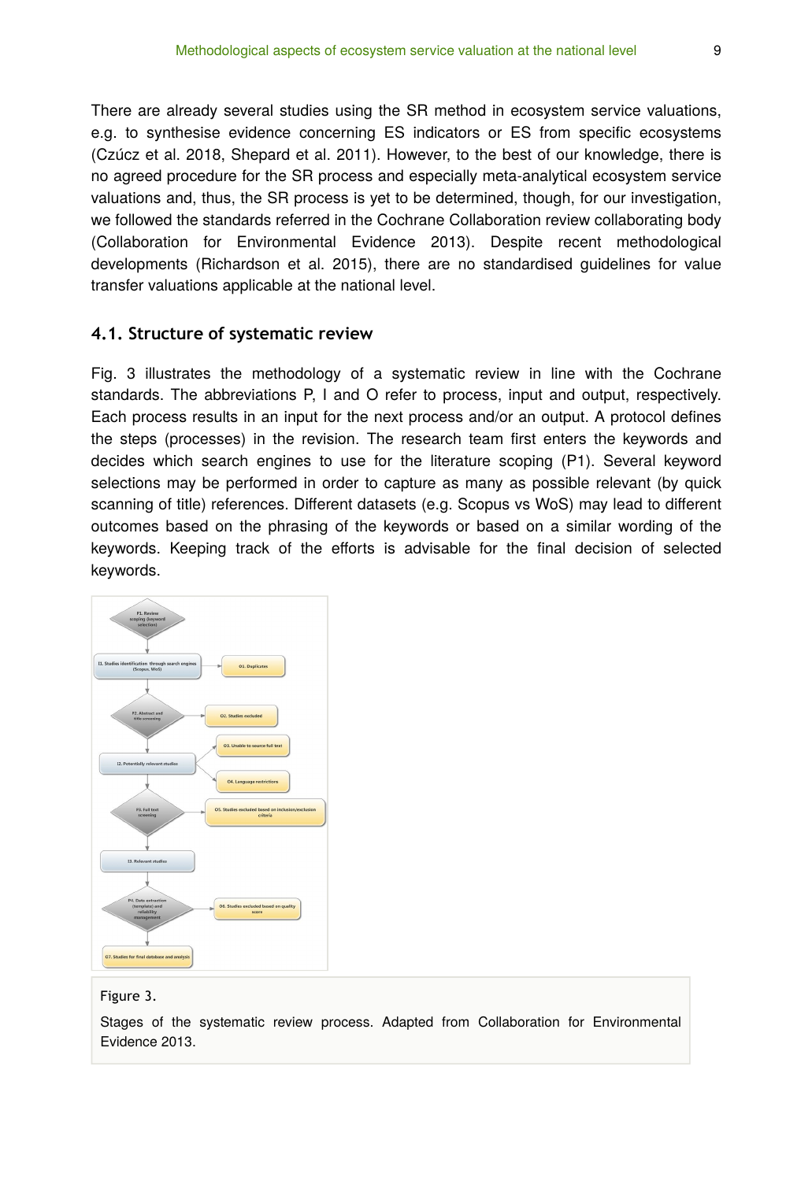There are already several studies using the SR method in ecosystem service valuations, e.g. to synthesise evidence concerning ES indicators or ES from specific ecosystems (Czúcz et al. 2018, Shepard et al. 2011). However, to the best of our knowledge, there is no agreed procedure for the SR process and especially meta-analytical ecosystem service valuations and, thus, the SR process is yet to be determined, though, for our investigation, we followed the standards referred in the Cochrane Collaboration review collaborating body (Collaboration for Environmental Evidence 2013). Despite recent methodological developments (Richardson et al. 2015), there are no standardised guidelines for value transfer valuations applicable at the national level.

### 4.1. Structure of systematic review

Fig. 3 illustrates the methodology of a systematic review in line with the Cochrane standards. The abbreviations P, I and O refer to process, input and output, respectively. Each process results in an input for the next process and/or an output. A protocol defines the steps (processes) in the revision. The research team first enters the keywords and decides which search engines to use for the literature scoping (P1). Several keyword selections may be performed in order to capture as many as possible relevant (by quick scanning of title) references. Different datasets (e.g. Scopus vs WoS) may lead to different outcomes based on the phrasing of the keywords or based on a similar wording of the keywords. Keeping track of the efforts is advisable for the final decision of selected keywords.

P1. Review scoping (keyword selection)

I1. Studies identification through search engines (Scopus, WoS)

O1. Duplicates

P2. Abstract and title screening

O2. Studies excluded

O3. Unable to source full text

I2. Potentially relevant studies

O4. Language restrictions

P3. Full text screening

O5. Studies excluded based on inclusion/exclusion criteria

I3. Relevant studies

P4. Data extraction (template) and reliability management

O6. Studies excluded based on quality score

O7. Studies for final database and analysis

Figure 3.

Stages of the systematic review process. Adapted from Collaboration for Environmental Evidence 2013.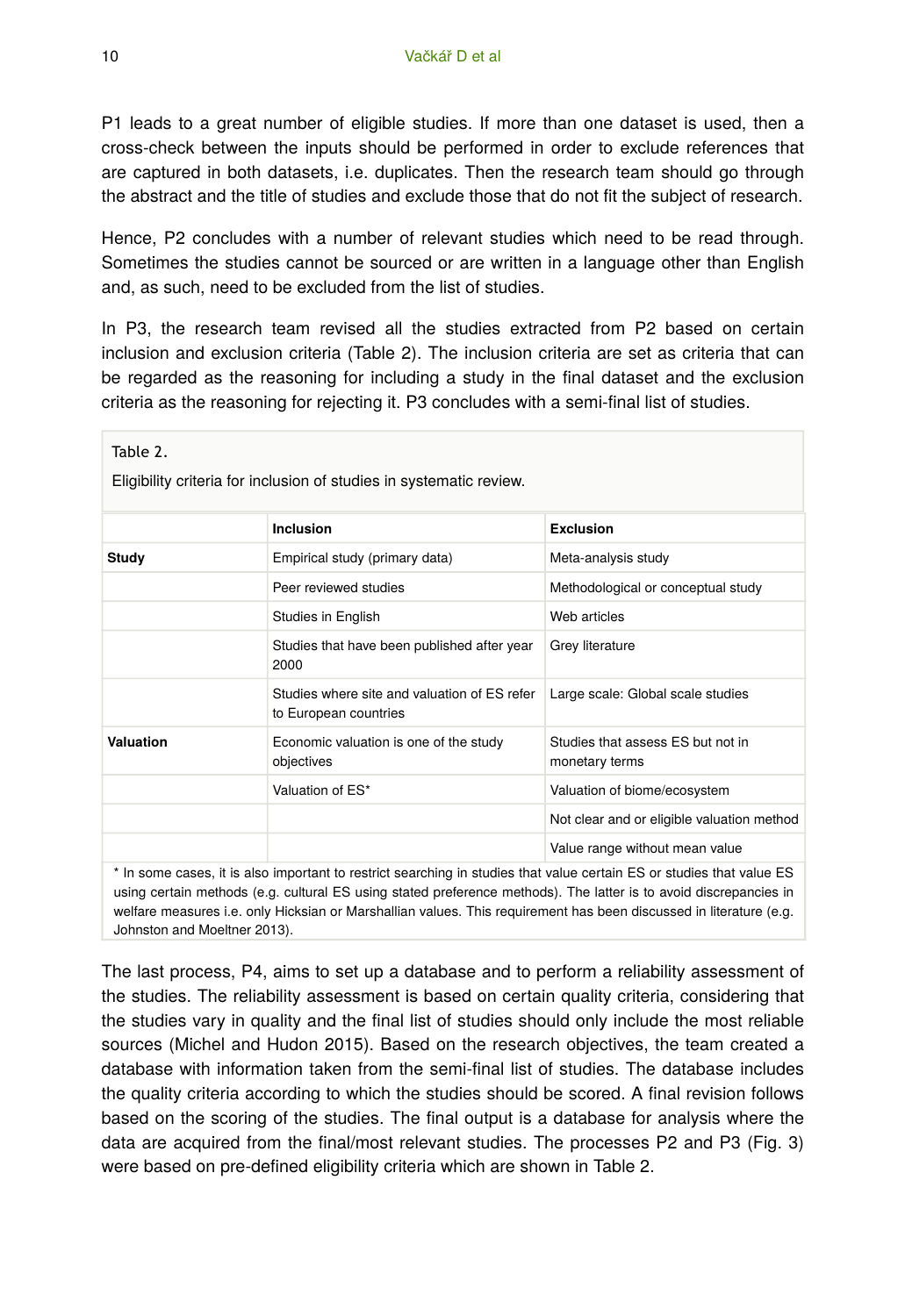P1 leads to a great number of eligible studies. If more than one dataset is used, then a cross-check between the inputs should be performed in order to exclude references that are captured in both datasets, i.e. duplicates. Then the research team should go through the abstract and the title of studies and exclude those that do not fit the subject of research.

Hence, P2 concludes with a number of relevant studies which need to be read through. Sometimes the studies cannot be sourced or are written in a language other than English and, as such, need to be excluded from the list of studies.

In P3, the research team revised all the studies extracted from P2 based on certain inclusion and exclusion criteria (Table 2). The inclusion criteria are set as criteria that can be regarded as the reasoning for including a study in the final dataset and the exclusion criteria as the reasoning for rejecting it. P3 concludes with a semi-final list of studies.

Table 2.

Eligibility criteria for inclusion of studies in systematic review.

| | **Inclusion** | **Exclusion** |
|---|---|---|
| **Study** | Empirical study (primary data) | Meta-analysis study |
| | Peer reviewed studies | Methodological or conceptual study |
| | Studies in English | Web articles |
| | Studies that have been published after year 2000 | Grey literature |
| | Studies where site and valuation of ES refer to European countries | Large scale: Global scale studies |
| **Valuation** | Economic valuation is one of the study objectives | Studies that assess ES but not in monetary terms |
| | Valuation of ES* | Valuation of biome/ecosystem |
| | | Not clear and or eligible valuation method |
| | | Value range without mean value |

* In some cases, it is also important to restrict searching in studies that value certain ES or studies that value ES using certain methods (e.g. cultural ES using stated preference methods). The latter is to avoid discrepancies in welfare measures i.e. only Hicksian or Marshallian values. This requirement has been discussed in literature (e.g. Johnston and Moeltner 2013).

The last process, P4, aims to set up a database and to perform a reliability assessment of the studies. The reliability assessment is based on certain quality criteria, considering that the studies vary in quality and the final list of studies should only include the most reliable sources (Michel and Hudon 2015). Based on the research objectives, the team created a database with information taken from the semi-final list of studies. The database includes the quality criteria according to which the studies should be scored. A final revision follows based on the scoring of the studies. The final output is a database for analysis where the data are acquired from the final/most relevant studies. The processes P2 and P3 (Fig. 3) were based on pre-defined eligibility criteria which are shown in Table 2.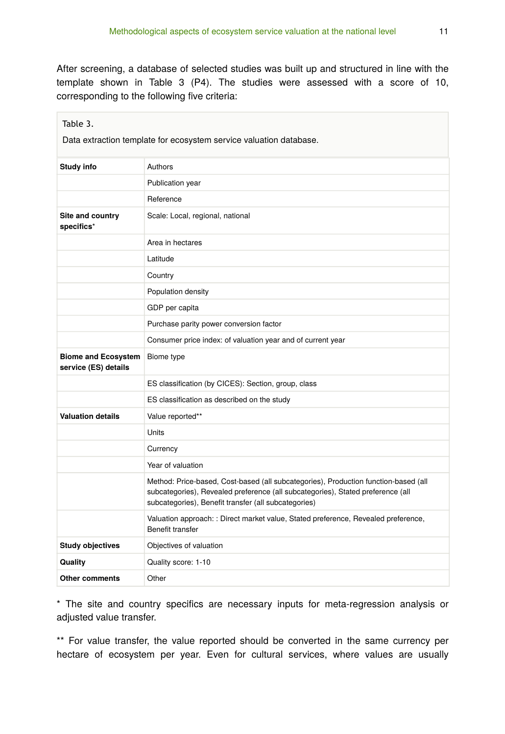After screening, a database of selected studies was built up and structured in line with the template shown in Table 3 (P4). The studies were assessed with a score of 10, corresponding to the following five criteria:

Table 3.

Data extraction template for ecosystem service valuation database.

| | |
|---|---|
| **Study info** | Authors |
| | Publication year |
| | Reference |
| **Site and country specifics*** | Scale: Local, regional, national |
| | Area in hectares |
| | Latitude |
| | Country |
| | Population density |
| | GDP per capita |
| | Purchase parity power conversion factor |
| | Consumer price index: of valuation year and of current year |
| **Biome and Ecosystem service (ES) details** | Biome type |
| | ES classification (by CICES): Section, group, class |
| | ES classification as described on the study |
| **Valuation details** | Value reported** |
| | Units |
| | Currency |
| | Year of valuation |
| | Method: Price-based, Cost-based (all subcategories), Production function-based (all subcategories), Revealed preference (all subcategories), Stated preference (all subcategories), Benefit transfer (all subcategories) |
| | Valuation approach: : Direct market value, Stated preference, Revealed preference, Benefit transfer |
| **Study objectives** | Objectives of valuation |
| **Quality** | Quality score: 1-10 |
| **Other comments** | Other |

* The site and country specifics are necessary inputs for meta-regression analysis or adjusted value transfer.

** For value transfer, the value reported should be converted in the same currency per hectare of ecosystem per year. Even for cultural services, where values are usually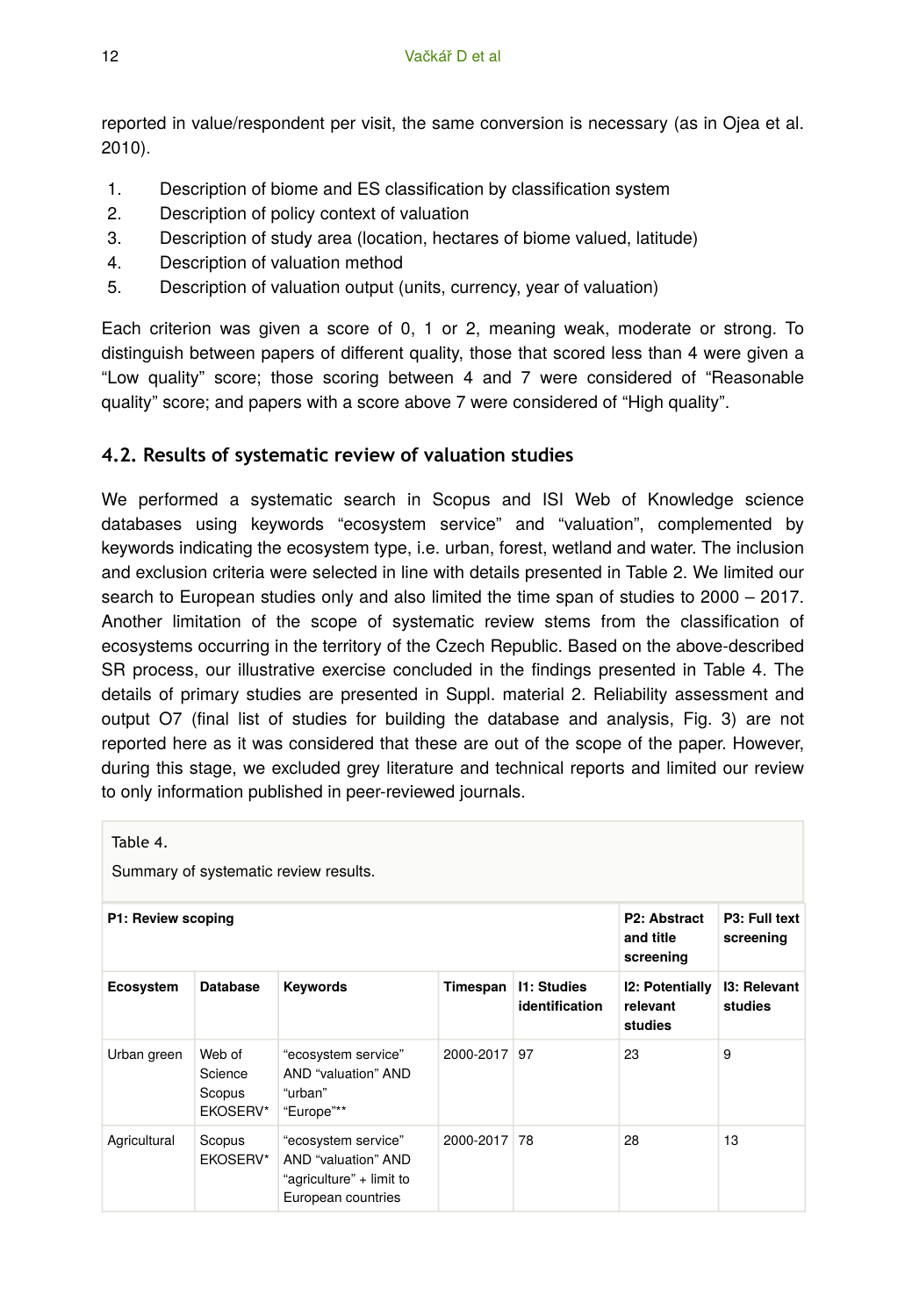reported in value/respondent per visit, the same conversion is necessary (as in Ojea et al. 2010).

1. Description of biome and ES classification by classification system
2. Description of policy context of valuation
3. Description of study area (location, hectares of biome valued, latitude)
4. Description of valuation method
5. Description of valuation output (units, currency, year of valuation)

Each criterion was given a score of 0, 1 or 2, meaning weak, moderate or strong. To distinguish between papers of different quality, those that scored less than 4 were given a "Low quality" score; those scoring between 4 and 7 were considered of "Reasonable quality" score; and papers with a score above 7 were considered of "High quality".

### 4.2. Results of systematic review of valuation studies

We performed a systematic search in Scopus and ISI Web of Knowledge science databases using keywords "ecosystem service" and "valuation", complemented by keywords indicating the ecosystem type, i.e. urban, forest, wetland and water. The inclusion and exclusion criteria were selected in line with details presented in Table 2. We limited our search to European studies only and also limited the time span of studies to 2000 – 2017. Another limitation of the scope of systematic review stems from the classification of ecosystems occurring in the territory of the Czech Republic. Based on the above-described SR process, our illustrative exercise concluded in the findings presented in Table 4. The details of primary studies are presented in Suppl. material 2. Reliability assessment and output O7 (final list of studies for building the database and analysis, Fig. 3) are not reported here as it was considered that these are out of the scope of the paper. However, during this stage, we excluded grey literature and technical reports and limited our review to only information published in peer-reviewed journals.

Table 4.

Summary of systematic review results.

| **P1: Review scoping** | | | | | **P2: Abstract and title screening** | **P3: Full text screening** |
|---|---|---|---|---|---|---|
| **Ecosystem** | **Database** | **Keywords** | **Timespan** | **I1: Studies identification** | **I2: Potentially relevant studies** | **I3: Relevant studies** |
| Urban green | Web of Science Scopus EKOSERV* | "ecosystem service" AND "valuation" AND "urban" "Europe"** | 2000-2017 | 97 | 23 | 9 |
| Agricultural | Scopus EKOSERV* | "ecosystem service" AND "valuation" AND "agriculture" + limit to European countries | 2000-2017 | 78 | 28 | 13 |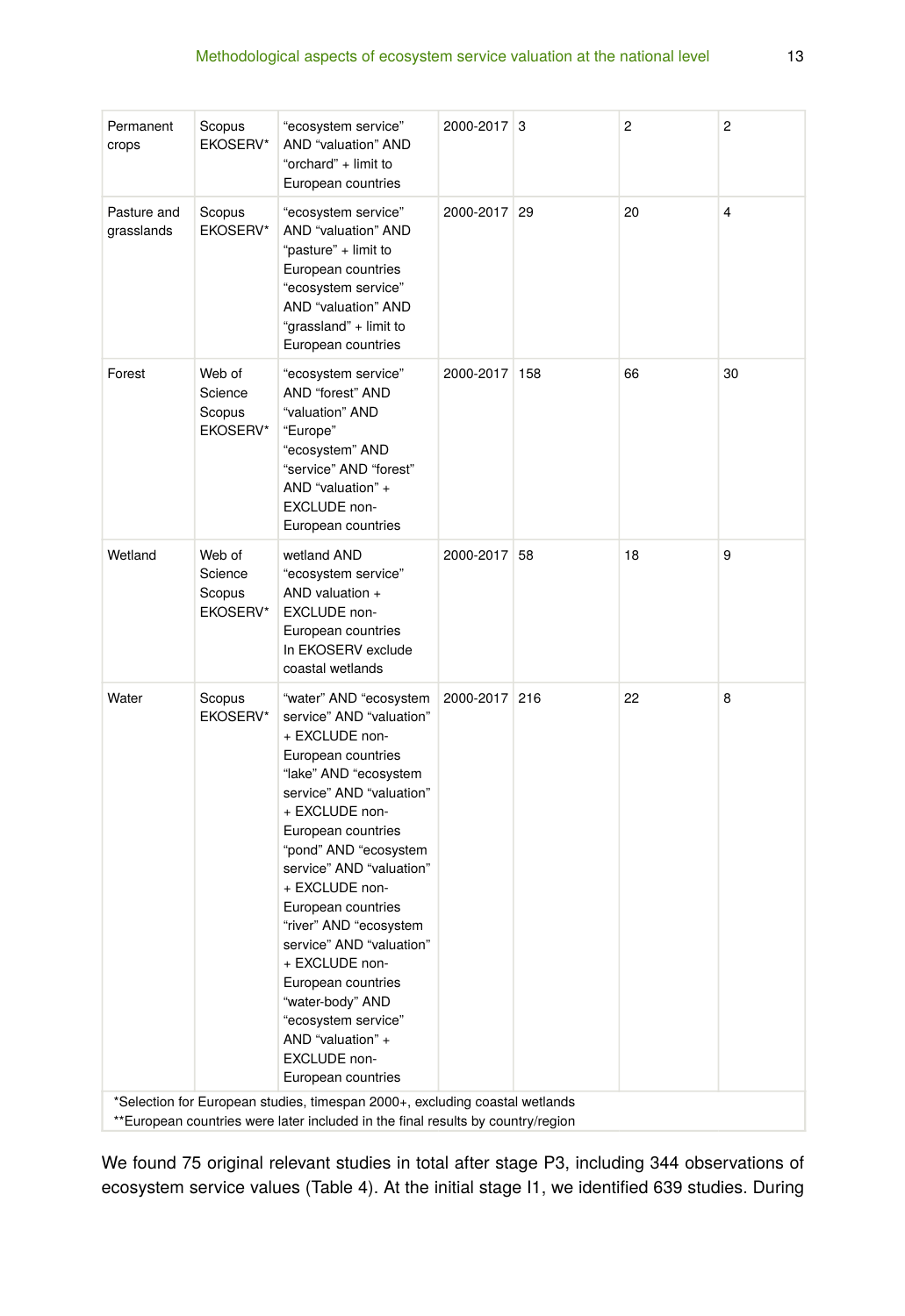| Permanent crops | Scopus EKOSERV* | "ecosystem service" AND "valuation" AND "orchard" + limit to European countries | 2000-2017 | 3 | 2 | 2 |
|---|---|---|---|---|---|---|
| Pasture and grasslands | Scopus EKOSERV* | "ecosystem service" AND "valuation" AND "pasture" + limit to European countries "ecosystem service" AND "valuation" AND "grassland" + limit to European countries | 2000-2017 | 29 | 20 | 4 |
| Forest | Web of Science Scopus EKOSERV* | "ecosystem service" AND "forest" AND "valuation" AND "Europe" "ecosystem" AND "service" AND "forest" AND "valuation" + EXCLUDE non-European countries | 2000-2017 | 158 | 66 | 30 |
| Wetland | Web of Science Scopus EKOSERV* | wetland AND "ecosystem service" AND valuation + EXCLUDE non-European countries In EKOSERV exclude coastal wetlands | 2000-2017 | 58 | 18 | 9 |
| Water | Scopus EKOSERV* | "water" AND "ecosystem service" AND "valuation" + EXCLUDE non-European countries "lake" AND "ecosystem service" AND "valuation" + EXCLUDE non-European countries "pond" AND "ecosystem service" AND "valuation" + EXCLUDE non-European countries "river" AND "ecosystem service" AND "valuation" + EXCLUDE non-European countries "water-body" AND "ecosystem service" AND "valuation" + EXCLUDE non-European countries | 2000-2017 | 216 | 22 | 8 |

*Selection for European studies, timespan 2000+, excluding coastal wetlands
**European countries were later included in the final results by country/region

We found 75 original relevant studies in total after stage P3, including 344 observations of ecosystem service values (Table 4). At the initial stage I1, we identified 639 studies. During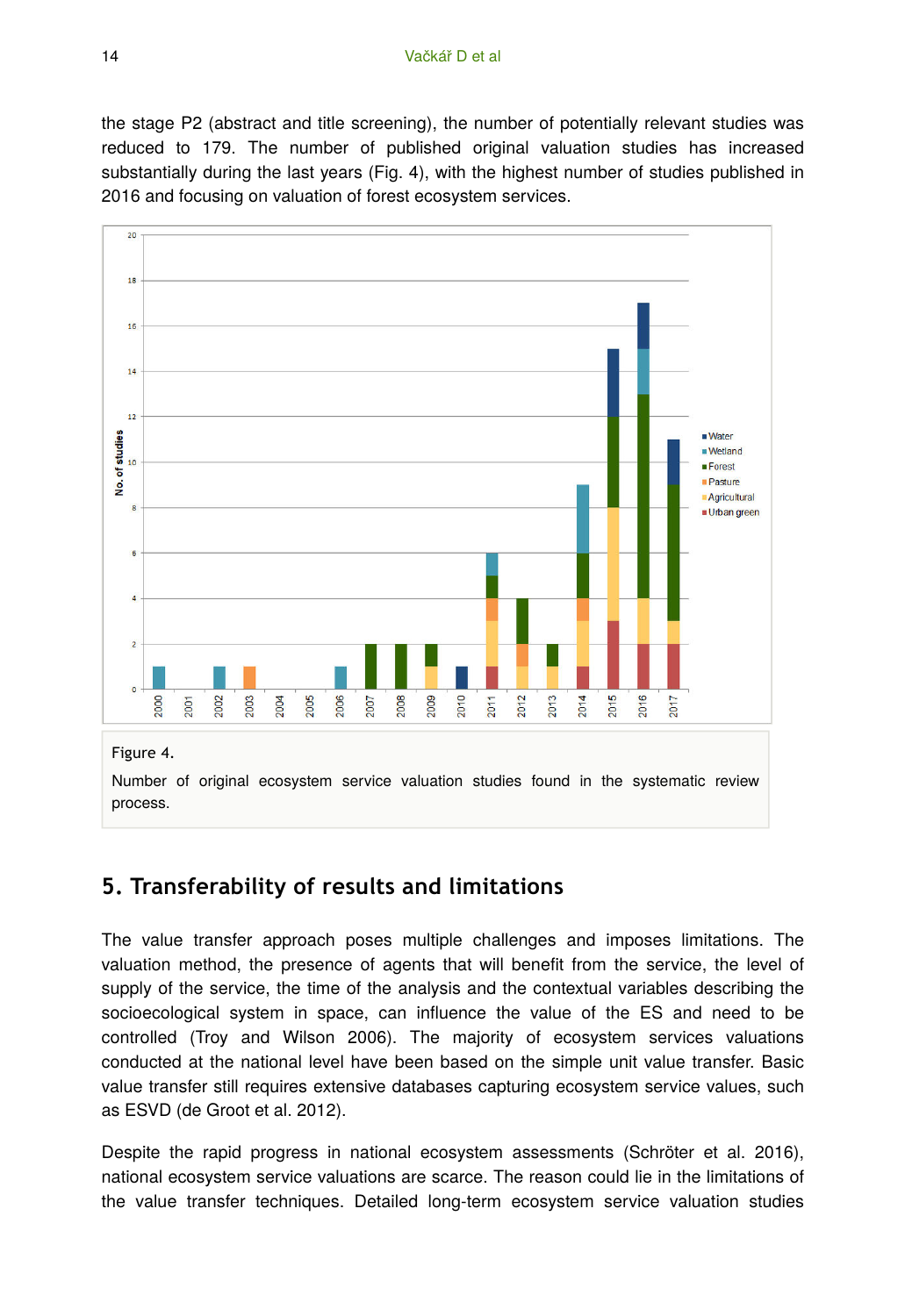the stage P2 (abstract and title screening), the number of potentially relevant studies was reduced to 179. The number of published original valuation studies has increased substantially during the last years (Fig. 4), with the highest number of studies published in 2016 and focusing on valuation of forest ecosystem services.

Figure 4.

Number of original ecosystem service valuation studies found in the systematic review process.

## 5. Transferability of results and limitations

The value transfer approach poses multiple challenges and imposes limitations. The valuation method, the presence of agents that will benefit from the service, the level of supply of the service, the time of the analysis and the contextual variables describing the socioecological system in space, can influence the value of the ES and need to be controlled (Troy and Wilson 2006). The majority of ecosystem services valuations conducted at the national level have been based on the simple unit value transfer. Basic value transfer still requires extensive databases capturing ecosystem service values, such as ESVD (de Groot et al. 2012).

Despite the rapid progress in national ecosystem assessments (Schröter et al. 2016), national ecosystem service valuations are scarce. The reason could lie in the limitations of the value transfer techniques. Detailed long-term ecosystem service valuation studies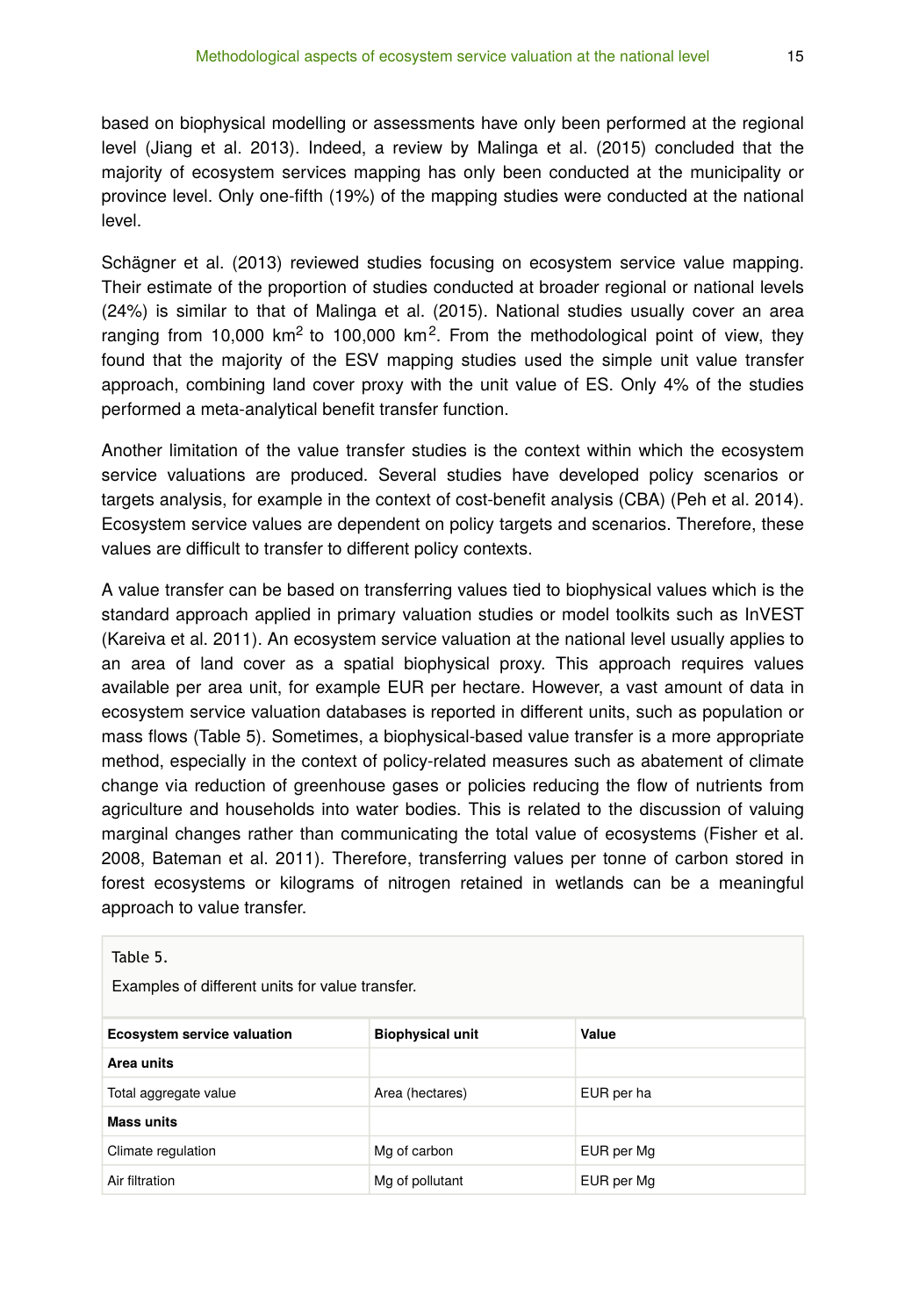based on biophysical modelling or assessments have only been performed at the regional level (Jiang et al. 2013). Indeed, a review by Malinga et al. (2015) concluded that the majority of ecosystem services mapping has only been conducted at the municipality or province level. Only one-fifth (19%) of the mapping studies were conducted at the national level.

Schägner et al. (2013) reviewed studies focusing on ecosystem service value mapping. Their estimate of the proportion of studies conducted at broader regional or national levels (24%) is similar to that of Malinga et al. (2015). National studies usually cover an area ranging from 10,000 $km^2$ to 100,000 $km^2$. From the methodological point of view, they found that the majority of the ESV mapping studies used the simple unit value transfer approach, combining land cover proxy with the unit value of ES. Only 4% of the studies performed a meta-analytical benefit transfer function.

Another limitation of the value transfer studies is the context within which the ecosystem service valuations are produced. Several studies have developed policy scenarios or targets analysis, for example in the context of cost-benefit analysis (CBA) (Peh et al. 2014). Ecosystem service values are dependent on policy targets and scenarios. Therefore, these values are difficult to transfer to different policy contexts.

A value transfer can be based on transferring values tied to biophysical values which is the standard approach applied in primary valuation studies or model toolkits such as InVEST (Kareiva et al. 2011). An ecosystem service valuation at the national level usually applies to an area of land cover as a spatial biophysical proxy. This approach requires values available per area unit, for example EUR per hectare. However, a vast amount of data in ecosystem service valuation databases is reported in different units, such as population or mass flows (Table 5). Sometimes, a biophysical-based value transfer is a more appropriate method, especially in the context of policy-related measures such as abatement of climate change via reduction of greenhouse gases or policies reducing the flow of nutrients from agriculture and households into water bodies. This is related to the discussion of valuing marginal changes rather than communicating the total value of ecosystems (Fisher et al. 2008, Bateman et al. 2011). Therefore, transferring values per tonne of carbon stored in forest ecosystems or kilograms of nitrogen retained in wetlands can be a meaningful approach to value transfer.

Table 5.

Examples of different units for value transfer.

| Ecosystem service valuation | Biophysical unit | Value |
|---|---|---|
| **Area units** | | |
| Total aggregate value | Area (hectares) | EUR per ha |
| **Mass units** | | |
| Climate regulation | Mg of carbon | EUR per Mg |
| Air filtration | Mg of pollutant | EUR per Mg |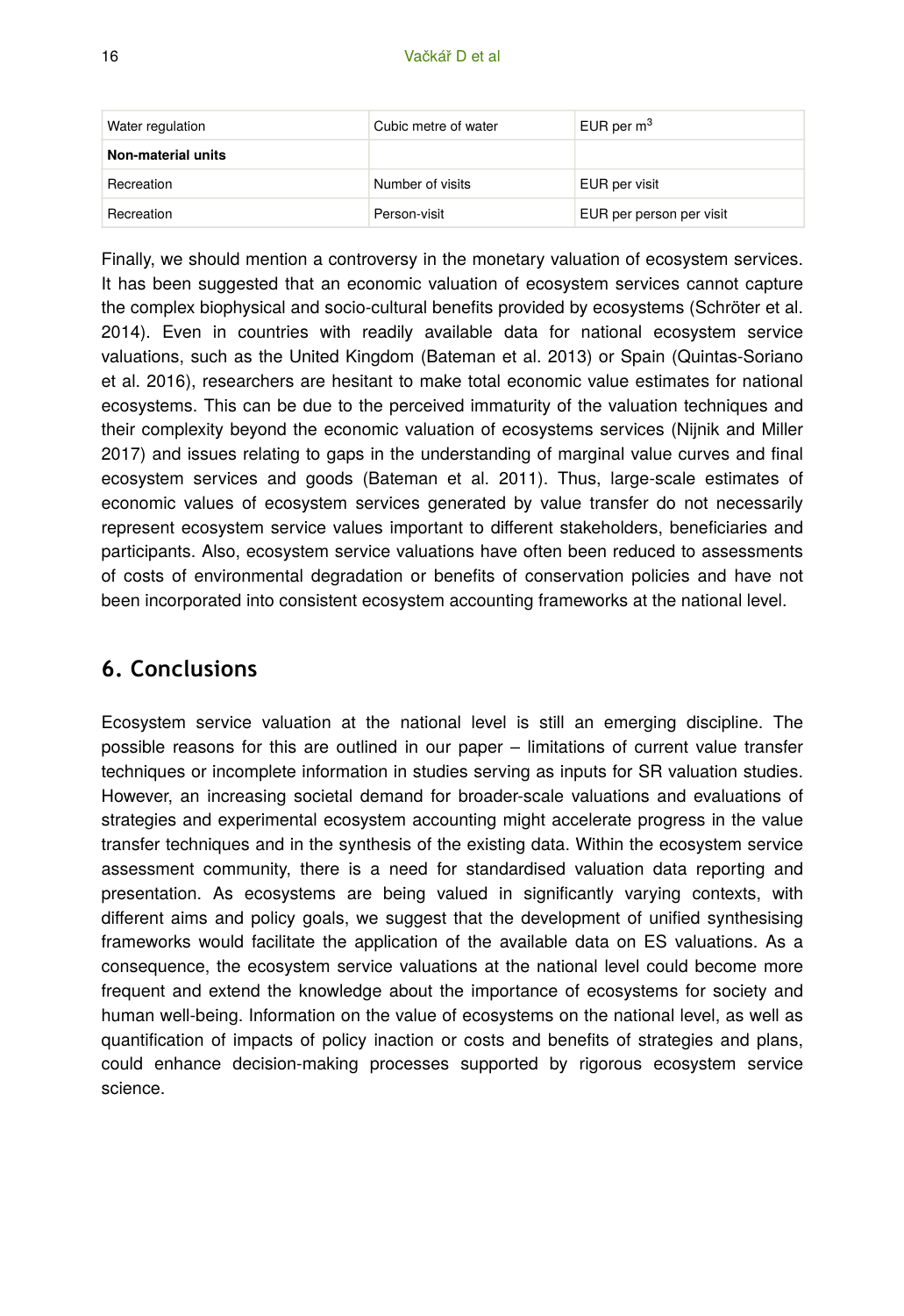| | | |
|---|---|---|
| Water regulation | Cubic metre of water | EUR per $m^3$ |
| **Non-material units** | | |
| Recreation | Number of visits | EUR per visit |
| Recreation | Person-visit | EUR per person per visit |

Finally, we should mention a controversy in the monetary valuation of ecosystem services. It has been suggested that an economic valuation of ecosystem services cannot capture the complex biophysical and socio-cultural benefits provided by ecosystems (Schröter et al. 2014). Even in countries with readily available data for national ecosystem service valuations, such as the United Kingdom (Bateman et al. 2013) or Spain (Quintas-Soriano et al. 2016), researchers are hesitant to make total economic value estimates for national ecosystems. This can be due to the perceived immaturity of the valuation techniques and their complexity beyond the economic valuation of ecosystems services (Nijnik and Miller 2017) and issues relating to gaps in the understanding of marginal value curves and final ecosystem services and goods (Bateman et al. 2011). Thus, large-scale estimates of economic values of ecosystem services generated by value transfer do not necessarily represent ecosystem service values important to different stakeholders, beneficiaries and participants. Also, ecosystem service valuations have often been reduced to assessments of costs of environmental degradation or benefits of conservation policies and have not been incorporated into consistent ecosystem accounting frameworks at the national level.

## 6. Conclusions

Ecosystem service valuation at the national level is still an emerging discipline. The possible reasons for this are outlined in our paper – limitations of current value transfer techniques or incomplete information in studies serving as inputs for SR valuation studies. However, an increasing societal demand for broader-scale valuations and evaluations of strategies and experimental ecosystem accounting might accelerate progress in the value transfer techniques and in the synthesis of the existing data. Within the ecosystem service assessment community, there is a need for standardised valuation data reporting and presentation. As ecosystems are being valued in significantly varying contexts, with different aims and policy goals, we suggest that the development of unified synthesising frameworks would facilitate the application of the available data on ES valuations. As a consequence, the ecosystem service valuations at the national level could become more frequent and extend the knowledge about the importance of ecosystems for society and human well-being. Information on the value of ecosystems on the national level, as well as quantification of impacts of policy inaction or costs and benefits of strategies and plans, could enhance decision-making processes supported by rigorous ecosystem service science.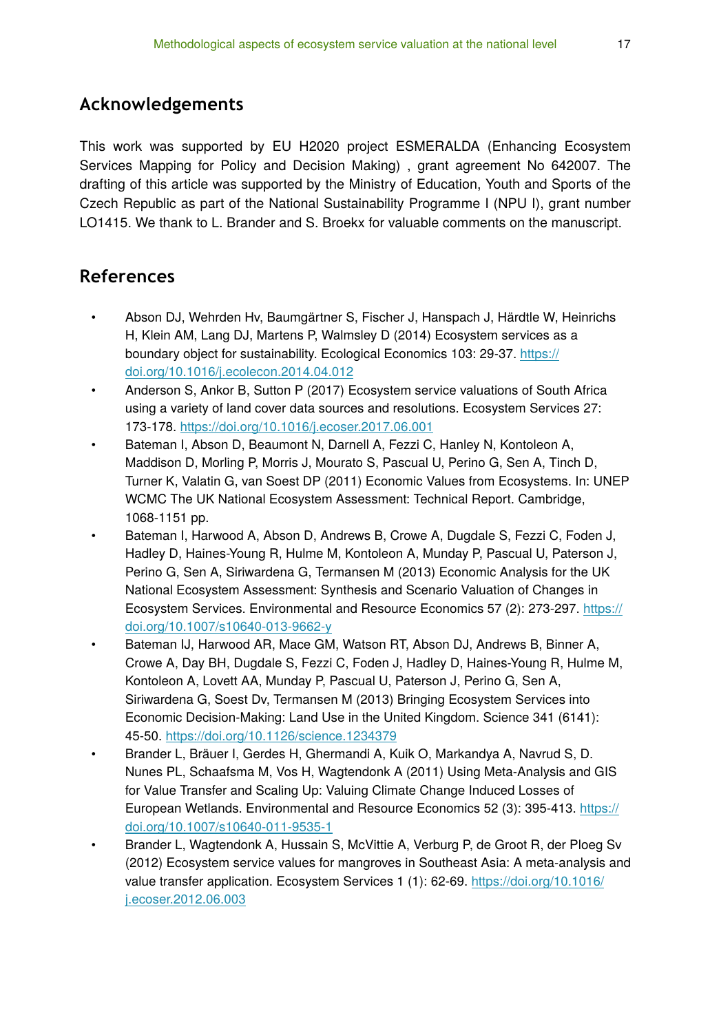## Acknowledgements

This work was supported by EU H2020 project ESMERALDA (Enhancing Ecosystem Services Mapping for Policy and Decision Making) , grant agreement No 642007. The drafting of this article was supported by the Ministry of Education, Youth and Sports of the Czech Republic as part of the National Sustainability Programme I (NPU I), grant number LO1415. We thank to L. Brander and S. Broekx for valuable comments on the manuscript.

## References

- Abson DJ, Wehrden Hv, Baumgärtner S, Fischer J, Hanspach J, Härdtle W, Heinrichs H, Klein AM, Lang DJ, Martens P, Walmsley D (2014) Ecosystem services as a boundary object for sustainability. Ecological Economics 103: 29-37. https://doi.org/10.1016/j.ecolecon.2014.04.012
- Anderson S, Ankor B, Sutton P (2017) Ecosystem service valuations of South Africa using a variety of land cover data sources and resolutions. Ecosystem Services 27: 173-178. https://doi.org/10.1016/j.ecoser.2017.06.001
- Bateman I, Abson D, Beaumont N, Darnell A, Fezzi C, Hanley N, Kontoleon A, Maddison D, Morling P, Morris J, Mourato S, Pascual U, Perino G, Sen A, Tinch D, Turner K, Valatin G, van Soest DP (2011) Economic Values from Ecosystems. In: UNEP WCMC The UK National Ecosystem Assessment: Technical Report. Cambridge, 1068-1151 pp.
- Bateman I, Harwood A, Abson D, Andrews B, Crowe A, Dugdale S, Fezzi C, Foden J, Hadley D, Haines-Young R, Hulme M, Kontoleon A, Munday P, Pascual U, Paterson J, Perino G, Sen A, Siriwardena G, Termansen M (2013) Economic Analysis for the UK National Ecosystem Assessment: Synthesis and Scenario Valuation of Changes in Ecosystem Services. Environmental and Resource Economics 57 (2): 273-297. https://doi.org/10.1007/s10640-013-9662-y
- Bateman IJ, Harwood AR, Mace GM, Watson RT, Abson DJ, Andrews B, Binner A, Crowe A, Day BH, Dugdale S, Fezzi C, Foden J, Hadley D, Haines-Young R, Hulme M, Kontoleon A, Lovett AA, Munday P, Pascual U, Paterson J, Perino G, Sen A, Siriwardena G, Soest Dv, Termansen M (2013) Bringing Ecosystem Services into Economic Decision-Making: Land Use in the United Kingdom. Science 341 (6141): 45-50. https://doi.org/10.1126/science.1234379
- Brander L, Bräuer I, Gerdes H, Ghermandi A, Kuik O, Markandya A, Navrud S, D. Nunes PL, Schaafsma M, Vos H, Wagtendonk A (2011) Using Meta-Analysis and GIS for Value Transfer and Scaling Up: Valuing Climate Change Induced Losses of European Wetlands. Environmental and Resource Economics 52 (3): 395-413. https://doi.org/10.1007/s10640-011-9535-1
- Brander L, Wagtendonk A, Hussain S, McVittie A, Verburg P, de Groot R, der Ploeg Sv (2012) Ecosystem service values for mangroves in Southeast Asia: A meta-analysis and value transfer application. Ecosystem Services 1 (1): 62-69. https://doi.org/10.1016/j.ecoser.2012.06.003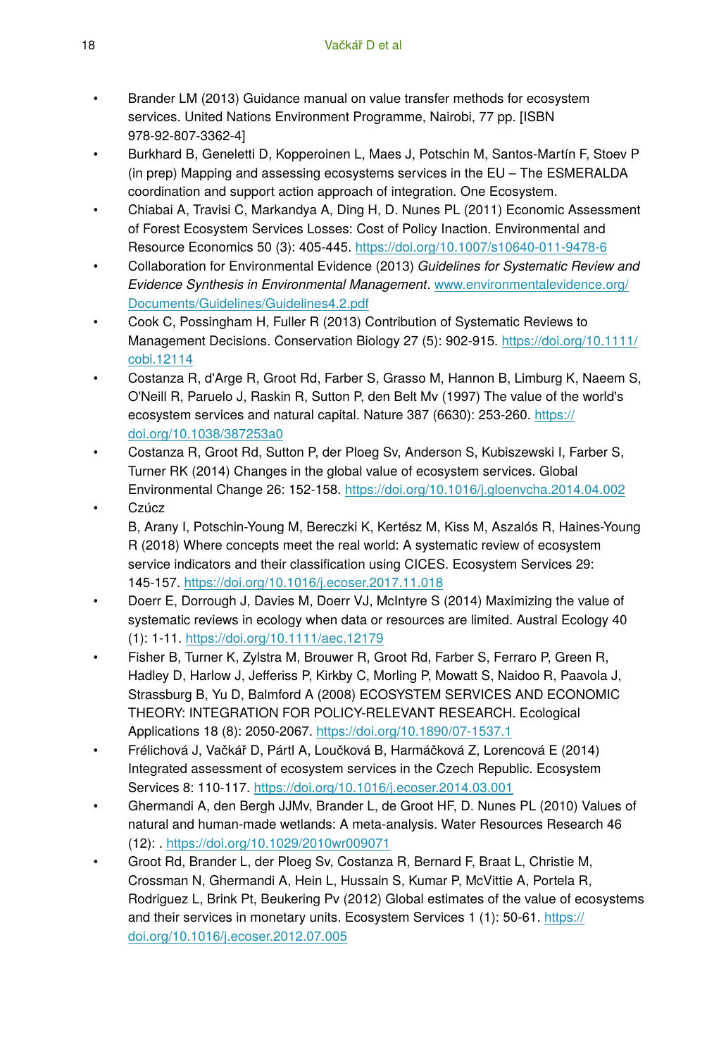- Brander LM (2013) Guidance manual on value transfer methods for ecosystem services. United Nations Environment Programme, Nairobi, 77 pp. [ISBN 978-92-807-3362-4]
- Burkhard B, Geneletti D, Kopperoinen L, Maes J, Potschin M, Santos-Martín F, Stoev P (in prep) Mapping and assessing ecosystems services in the EU – The ESMERALDA coordination and support action approach of integration. One Ecosystem.
- Chiabai A, Travisi C, Markandya A, Ding H, D. Nunes PL (2011) Economic Assessment of Forest Ecosystem Services Losses: Cost of Policy Inaction. Environmental and Resource Economics 50 (3): 405-445. https://doi.org/10.1007/s10640-011-9478-6
- Collaboration for Environmental Evidence (2013) *Guidelines for Systematic Review and Evidence Synthesis in Environmental Management*. www.environmentalevidence.org/Documents/Guidelines/Guidelines4.2.pdf
- Cook C, Possingham H, Fuller R (2013) Contribution of Systematic Reviews to Management Decisions. Conservation Biology 27 (5): 902-915. https://doi.org/10.1111/cobi.12114
- Costanza R, d'Arge R, Groot Rd, Farber S, Grasso M, Hannon B, Limburg K, Naeem S, O'Neill R, Paruelo J, Raskin R, Sutton P, den Belt Mv (1997) The value of the world's ecosystem services and natural capital. Nature 387 (6630): 253-260. https://doi.org/10.1038/387253a0
- Costanza R, Groot Rd, Sutton P, der Ploeg Sv, Anderson S, Kubiszewski I, Farber S, Turner RK (2014) Changes in the global value of ecosystem services. Global Environmental Change 26: 152-158. https://doi.org/10.1016/j.gloenvcha.2014.04.002
- Czúcz B, Arany I, Potschin-Young M, Bereczki K, Kertész M, Kiss M, Aszalós R, Haines-Young R (2018) Where concepts meet the real world: A systematic review of ecosystem service indicators and their classification using CICES. Ecosystem Services 29: 145-157. https://doi.org/10.1016/j.ecoser.2017.11.018
- Doerr E, Dorrough J, Davies M, Doerr VJ, McIntyre S (2014) Maximizing the value of systematic reviews in ecology when data or resources are limited. Austral Ecology 40 (1): 1-11. https://doi.org/10.1111/aec.12179
- Fisher B, Turner K, Zylstra M, Brouwer R, Groot Rd, Farber S, Ferraro P, Green R, Hadley D, Harlow J, Jefferiss P, Kirkby C, Morling P, Mowatt S, Naidoo R, Paavola J, Strassburg B, Yu D, Balmford A (2008) ECOSYSTEM SERVICES AND ECONOMIC THEORY: INTEGRATION FOR POLICY-RELEVANT RESEARCH. Ecological Applications 18 (8): 2050-2067. https://doi.org/10.1890/07-1537.1
- Frélichová J, Vačkář D, Pártl A, Loučková B, Harmáčková Z, Lorencová E (2014) Integrated assessment of ecosystem services in the Czech Republic. Ecosystem Services 8: 110-117. https://doi.org/10.1016/j.ecoser.2014.03.001
- Ghermandi A, den Bergh JJMv, Brander L, de Groot HF, D. Nunes PL (2010) Values of natural and human-made wetlands: A meta-analysis. Water Resources Research 46 (12): . https://doi.org/10.1029/2010wr009071
- Groot Rd, Brander L, der Ploeg Sv, Costanza R, Bernard F, Braat L, Christie M, Crossman N, Ghermandi A, Hein L, Hussain S, Kumar P, McVittie A, Portela R, Rodriguez L, Brink Pt, Beukering Pv (2012) Global estimates of the value of ecosystems and their services in monetary units. Ecosystem Services 1 (1): 50-61. https://doi.org/10.1016/j.ecoser.2012.07.005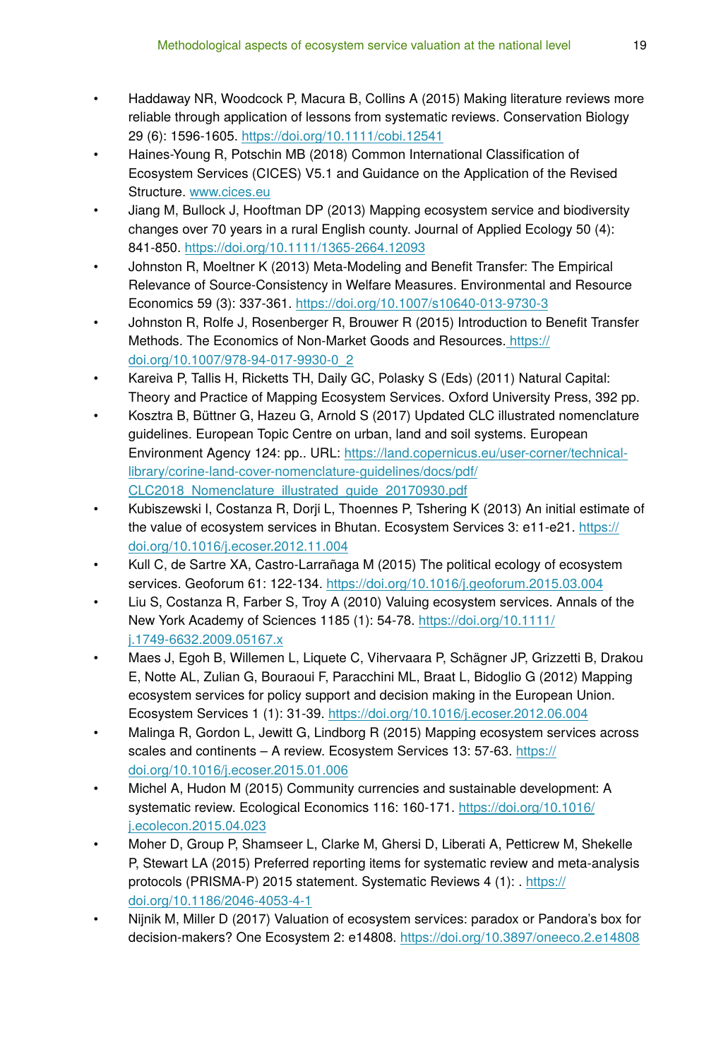- Haddaway NR, Woodcock P, Macura B, Collins A (2015) Making literature reviews more reliable through application of lessons from systematic reviews. Conservation Biology 29 (6): 1596-1605. https://doi.org/10.1111/cobi.12541
- Haines-Young R, Potschin MB (2018) Common International Classification of Ecosystem Services (CICES) V5.1 and Guidance on the Application of the Revised Structure. www.cices.eu
- Jiang M, Bullock J, Hooftman DP (2013) Mapping ecosystem service and biodiversity changes over 70 years in a rural English county. Journal of Applied Ecology 50 (4): 841-850. https://doi.org/10.1111/1365-2664.12093
- Johnston R, Moeltner K (2013) Meta-Modeling and Benefit Transfer: The Empirical Relevance of Source-Consistency in Welfare Measures. Environmental and Resource Economics 59 (3): 337-361. https://doi.org/10.1007/s10640-013-9730-3
- Johnston R, Rolfe J, Rosenberger R, Brouwer R (2015) Introduction to Benefit Transfer Methods. The Economics of Non-Market Goods and Resources. https://doi.org/10.1007/978-94-017-9930-0_2
- Kareiva P, Tallis H, Ricketts TH, Daily GC, Polasky S (Eds) (2011) Natural Capital: Theory and Practice of Mapping Ecosystem Services. Oxford University Press, 392 pp.
- Kosztra B, Büttner G, Hazeu G, Arnold S (2017) Updated CLC illustrated nomenclature guidelines. European Topic Centre on urban, land and soil systems. European Environment Agency 124: pp.. URL: https://land.copernicus.eu/user-corner/technical-library/corine-land-cover-nomenclature-guidelines/docs/pdf/CLC2018_Nomenclature_illustrated_guide_20170930.pdf
- Kubiszewski I, Costanza R, Dorji L, Thoennes P, Tshering K (2013) An initial estimate of the value of ecosystem services in Bhutan. Ecosystem Services 3: e11-e21. https://doi.org/10.1016/j.ecoser.2012.11.004
- Kull C, de Sartre XA, Castro-Larrañaga M (2015) The political ecology of ecosystem services. Geoforum 61: 122-134. https://doi.org/10.1016/j.geoforum.2015.03.004
- Liu S, Costanza R, Farber S, Troy A (2010) Valuing ecosystem services. Annals of the New York Academy of Sciences 1185 (1): 54-78. https://doi.org/10.1111/j.1749-6632.2009.05167.x
- Maes J, Egoh B, Willemen L, Liquete C, Vihervaara P, Schägner JP, Grizzetti B, Drakou E, Notte AL, Zulian G, Bouraoui F, Paracchini ML, Braat L, Bidoglio G (2012) Mapping ecosystem services for policy support and decision making in the European Union. Ecosystem Services 1 (1): 31-39. https://doi.org/10.1016/j.ecoser.2012.06.004
- Malinga R, Gordon L, Jewitt G, Lindborg R (2015) Mapping ecosystem services across scales and continents – A review. Ecosystem Services 13: 57-63. https://doi.org/10.1016/j.ecoser.2015.01.006
- Michel A, Hudon M (2015) Community currencies and sustainable development: A systematic review. Ecological Economics 116: 160-171. https://doi.org/10.1016/j.ecolecon.2015.04.023
- Moher D, Group P, Shamseer L, Clarke M, Ghersi D, Liberati A, Petticrew M, Shekelle P, Stewart LA (2015) Preferred reporting items for systematic review and meta-analysis protocols (PRISMA-P) 2015 statement. Systematic Reviews 4 (1): . https://doi.org/10.1186/2046-4053-4-1
- Nijnik M, Miller D (2017) Valuation of ecosystem services: paradox or Pandora's box for decision-makers? One Ecosystem 2: e14808. https://doi.org/10.3897/oneeco.2.e14808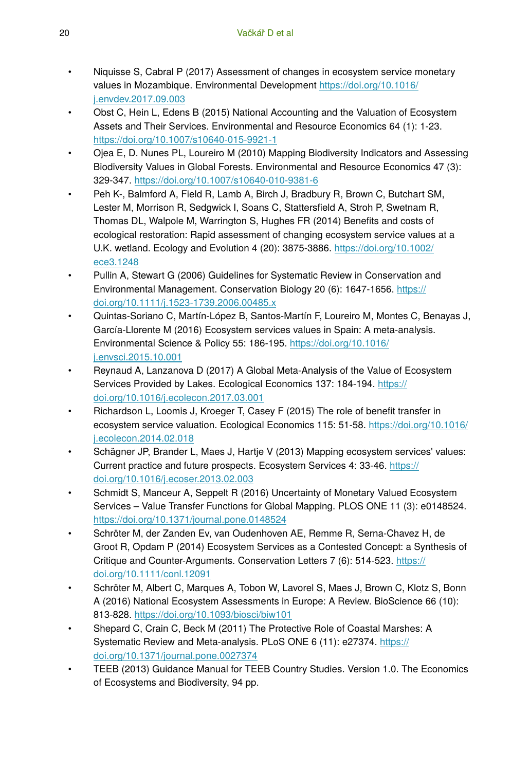- Niquisse S, Cabral P (2017) Assessment of changes in ecosystem service monetary values in Mozambique. Environmental Development https://doi.org/10.1016/j.envdev.2017.09.003
- Obst C, Hein L, Edens B (2015) National Accounting and the Valuation of Ecosystem Assets and Their Services. Environmental and Resource Economics 64 (1): 1-23. https://doi.org/10.1007/s10640-015-9921-1
- Ojea E, D. Nunes PL, Loureiro M (2010) Mapping Biodiversity Indicators and Assessing Biodiversity Values in Global Forests. Environmental and Resource Economics 47 (3): 329-347. https://doi.org/10.1007/s10640-010-9381-6
- Peh K-, Balmford A, Field R, Lamb A, Birch J, Bradbury R, Brown C, Butchart SM, Lester M, Morrison R, Sedgwick I, Soans C, Stattersfield A, Stroh P, Swetnam R, Thomas DL, Walpole M, Warrington S, Hughes FR (2014) Benefits and costs of ecological restoration: Rapid assessment of changing ecosystem service values at a U.K. wetland. Ecology and Evolution 4 (20): 3875-3886. https://doi.org/10.1002/ece3.1248
- Pullin A, Stewart G (2006) Guidelines for Systematic Review in Conservation and Environmental Management. Conservation Biology 20 (6): 1647-1656. https://doi.org/10.1111/j.1523-1739.2006.00485.x
- Quintas-Soriano C, Martín-López B, Santos-Martín F, Loureiro M, Montes C, Benayas J, García-Llorente M (2016) Ecosystem services values in Spain: A meta-analysis. Environmental Science & Policy 55: 186-195. https://doi.org/10.1016/j.envsci.2015.10.001
- Reynaud A, Lanzanova D (2017) A Global Meta-Analysis of the Value of Ecosystem Services Provided by Lakes. Ecological Economics 137: 184-194. https://doi.org/10.1016/j.ecolecon.2017.03.001
- Richardson L, Loomis J, Kroeger T, Casey F (2015) The role of benefit transfer in ecosystem service valuation. Ecological Economics 115: 51-58. https://doi.org/10.1016/j.ecolecon.2014.02.018
- Schägner JP, Brander L, Maes J, Hartje V (2013) Mapping ecosystem services' values: Current practice and future prospects. Ecosystem Services 4: 33-46. https://doi.org/10.1016/j.ecoser.2013.02.003
- Schmidt S, Manceur A, Seppelt R (2016) Uncertainty of Monetary Valued Ecosystem Services – Value Transfer Functions for Global Mapping. PLOS ONE 11 (3): e0148524. https://doi.org/10.1371/journal.pone.0148524
- Schröter M, der Zanden Ev, van Oudenhoven AE, Remme R, Serna-Chavez H, de Groot R, Opdam P (2014) Ecosystem Services as a Contested Concept: a Synthesis of Critique and Counter-Arguments. Conservation Letters 7 (6): 514-523. https://doi.org/10.1111/conl.12091
- Schröter M, Albert C, Marques A, Tobon W, Lavorel S, Maes J, Brown C, Klotz S, Bonn A (2016) National Ecosystem Assessments in Europe: A Review. BioScience 66 (10): 813-828. https://doi.org/10.1093/biosci/biw101
- Shepard C, Crain C, Beck M (2011) The Protective Role of Coastal Marshes: A Systematic Review and Meta-analysis. PLoS ONE 6 (11): e27374. https://doi.org/10.1371/journal.pone.0027374
- TEEB (2013) Guidance Manual for TEEB Country Studies. Version 1.0. The Economics of Ecosystems and Biodiversity, 94 pp.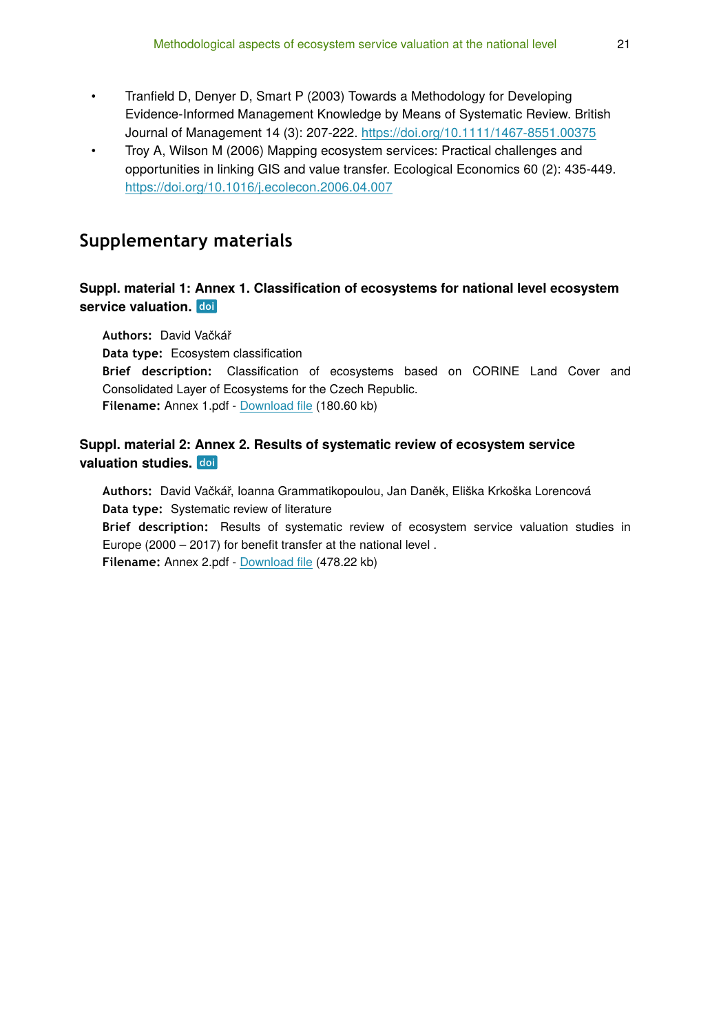- Tranfield D, Denyer D, Smart P (2003) Towards a Methodology for Developing Evidence-Informed Management Knowledge by Means of Systematic Review. British Journal of Management 14 (3): 207-222. https://doi.org/10.1111/1467-8551.00375
- Troy A, Wilson M (2006) Mapping ecosystem services: Practical challenges and opportunities in linking GIS and value transfer. Ecological Economics 60 (2): 435-449. https://doi.org/10.1016/j.ecolecon.2006.04.007

## Supplementary materials

### Suppl. material 1: Annex 1. Classification of ecosystems for national level ecosystem service valuation. doi

**Authors:** David Vačkář

**Data type:** Ecosystem classification

**Brief description:** Classification of ecosystems based on CORINE Land Cover and Consolidated Layer of Ecosystems for the Czech Republic.

**Filename:** Annex 1.pdf - Download file (180.60 kb)

### Suppl. material 2: Annex 2. Results of systematic review of ecosystem service valuation studies. doi

**Authors:** David Vačkář, Ioanna Grammatikopoulou, Jan Daněk, Eliška Krkoška Lorencová

**Data type:** Systematic review of literature

**Brief description:** Results of systematic review of ecosystem service valuation studies in Europe (2000 – 2017) for benefit transfer at the national level .

**Filename:** Annex 2.pdf - Download file (478.22 kb)